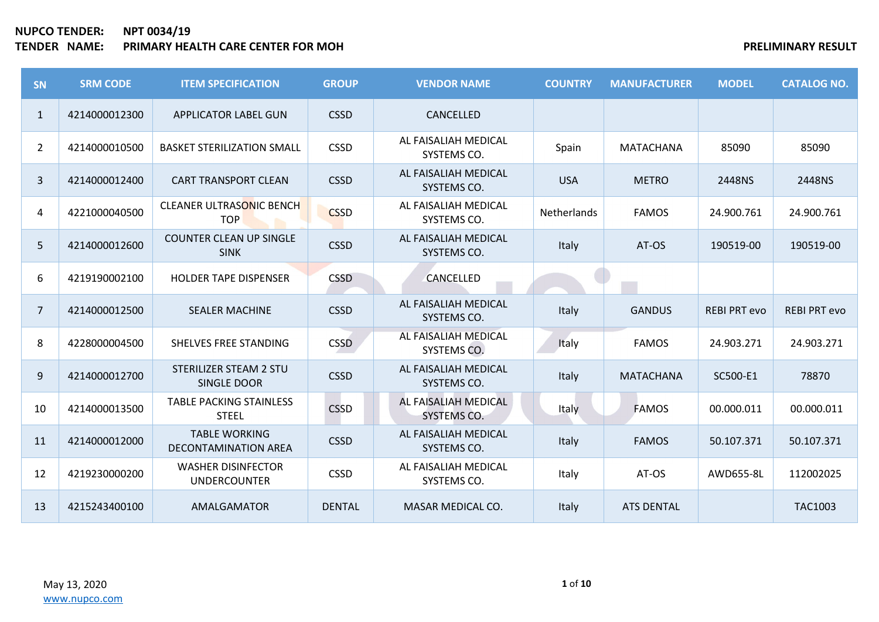**NUPCO TENDER:** **NPT 0034/19**

**TENDER NAME:** **PRIMARY HEALTH CARE CENTER FOR MOH**

**PRELIMINARY RESULT**

| SN | SRM CODE | ITEM SPECIFICATION | GROUP | VENDOR NAME | COUNTRY | MANUFACTURER | MODEL | CATALOG NO. |
|---|---|---|---|---|---|---|---|---|
| 1 | 4214000012300 | APPLICATOR LABEL GUN | CSSD | CANCELLED | | | | |
| 2 | 4214000010500 | BASKET STERILIZATION SMALL | CSSD | AL FAISALIAH MEDICAL SYSTEMS CO. | Spain | MATACHANA | 85090 | 85090 |
| 3 | 4214000012400 | CART TRANSPORT CLEAN | CSSD | AL FAISALIAH MEDICAL SYSTEMS CO. | USA | METRO | 2448NS | 2448NS |
| 4 | 4221000040500 | CLEANER ULTRASONIC BENCH TOP | CSSD | AL FAISALIAH MEDICAL SYSTEMS CO. | Netherlands | FAMOS | 24.900.761 | 24.900.761 |
| 5 | 4214000012600 | COUNTER CLEAN UP SINGLE SINK | CSSD | AL FAISALIAH MEDICAL SYSTEMS CO. | Italy | AT-OS | 190519-00 | 190519-00 |
| 6 | 4219190002100 | HOLDER TAPE DISPENSER | CSSD | CANCELLED | | | | |
| 7 | 4214000012500 | SEALER MACHINE | CSSD | AL FAISALIAH MEDICAL SYSTEMS CO. | Italy | GANDUS | REBI PRT evo | REBI PRT evo |
| 8 | 4228000004500 | SHELVES FREE STANDING | CSSD | AL FAISALIAH MEDICAL SYSTEMS CO. | Italy | FAMOS | 24.903.271 | 24.903.271 |
| 9 | 4214000012700 | STERILIZER STEAM 2 STU SINGLE DOOR | CSSD | AL FAISALIAH MEDICAL SYSTEMS CO. | Italy | MATACHANA | SC500-E1 | 78870 |
| 10 | 4214000013500 | TABLE PACKING STAINLESS STEEL | CSSD | AL FAISALIAH MEDICAL SYSTEMS CO. | Italy | FAMOS | 00.000.011 | 00.000.011 |
| 11 | 4214000012000 | TABLE WORKING DECONTAMINATION AREA | CSSD | AL FAISALIAH MEDICAL SYSTEMS CO. | Italy | FAMOS | 50.107.371 | 50.107.371 |
| 12 | 4219230000200 | WASHER DISINFECTOR UNDERCOUNTER | CSSD | AL FAISALIAH MEDICAL SYSTEMS CO. | Italy | AT-OS | AWD655-8L | 112002025 |
| 13 | 4215243400100 | AMALGAMATOR | DENTAL | MASAR MEDICAL CO. | Italy | ATS DENTAL | | TAC1003 |

May 13, 2020
www.nupco.com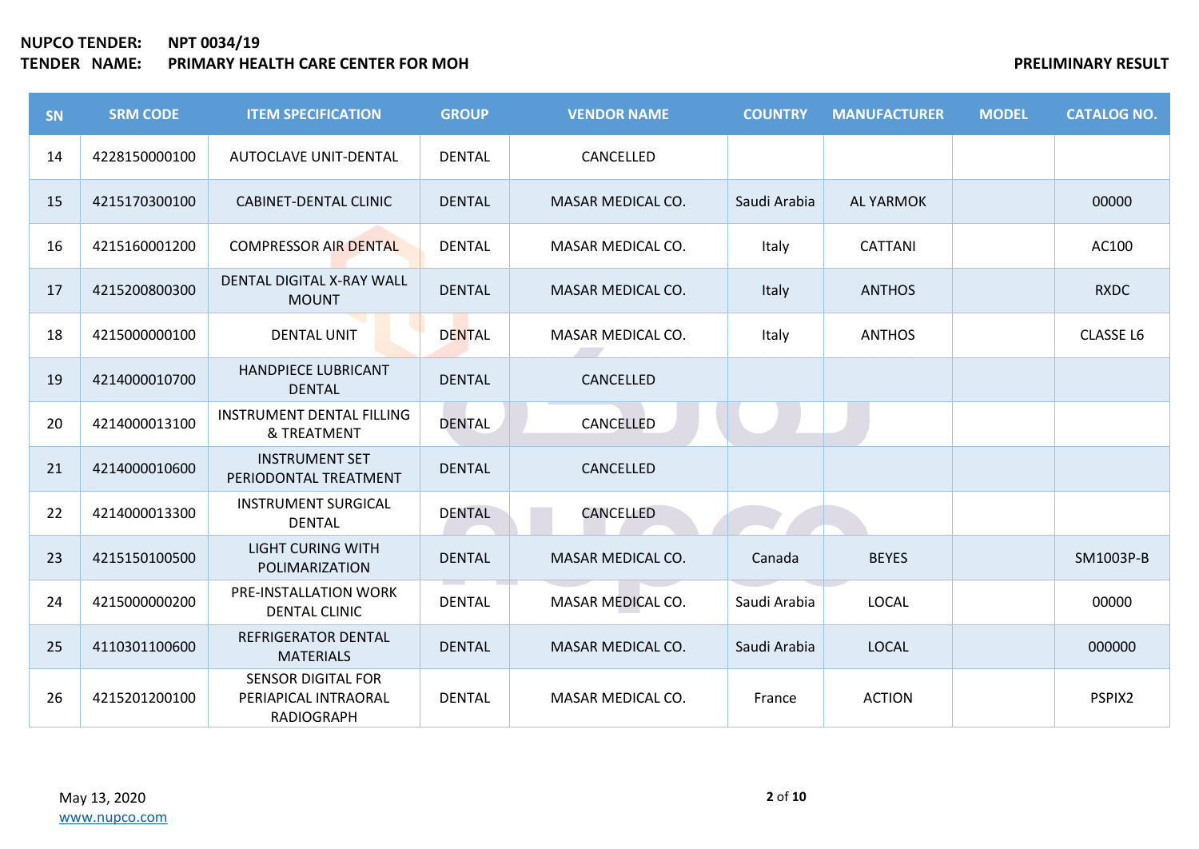**NUPCO TENDER:** **NPT 0034/19**
**TENDER NAME:** **PRIMARY HEALTH CARE CENTER FOR MOH** **PRELIMINARY RESULT**

| SN | SRM CODE | ITEM SPECIFICATION | GROUP | VENDOR NAME | COUNTRY | MANUFACTURER | MODEL | CATALOG NO. |
|---|---|---|---|---|---|---|---|---|
| 14 | 4228150000100 | AUTOCLAVE UNIT-DENTAL | DENTAL | CANCELLED | | | | |
| 15 | 4215170300100 | CABINET-DENTAL CLINIC | DENTAL | MASAR MEDICAL CO. | Saudi Arabia | AL YARMOK | | 00000 |
| 16 | 4215160001200 | COMPRESSOR AIR DENTAL | DENTAL | MASAR MEDICAL CO. | Italy | CATTANI | | AC100 |
| 17 | 4215200800300 | DENTAL DIGITAL X-RAY WALL MOUNT | DENTAL | MASAR MEDICAL CO. | Italy | ANTHOS | | RXDC |
| 18 | 4215000000100 | DENTAL UNIT | DENTAL | MASAR MEDICAL CO. | Italy | ANTHOS | | CLASSE L6 |
| 19 | 4214000010700 | HANDPIECE LUBRICANT DENTAL | DENTAL | CANCELLED | | | | |
| 20 | 4214000013100 | INSTRUMENT DENTAL FILLING & TREATMENT | DENTAL | CANCELLED | | | | |
| 21 | 4214000010600 | INSTRUMENT SET PERIODONTAL TREATMENT | DENTAL | CANCELLED | | | | |
| 22 | 4214000013300 | INSTRUMENT SURGICAL DENTAL | DENTAL | CANCELLED | | | | |
| 23 | 4215150100500 | LIGHT CURING WITH POLIMARIZATION | DENTAL | MASAR MEDICAL CO. | Canada | BEYES | | SM1003P-B |
| 24 | 4215000000200 | PRE-INSTALLATION WORK DENTAL CLINIC | DENTAL | MASAR MEDICAL CO. | Saudi Arabia | LOCAL | | 00000 |
| 25 | 4110301100600 | REFRIGERATOR DENTAL MATERIALS | DENTAL | MASAR MEDICAL CO. | Saudi Arabia | LOCAL | | 000000 |
| 26 | 4215201200100 | SENSOR DIGITAL FOR PERIAPICAL INTRAORAL RADIOGRAPH | DENTAL | MASAR MEDICAL CO. | France | ACTION | | PSPIX2 |

May 13, 2020
www.nupco.com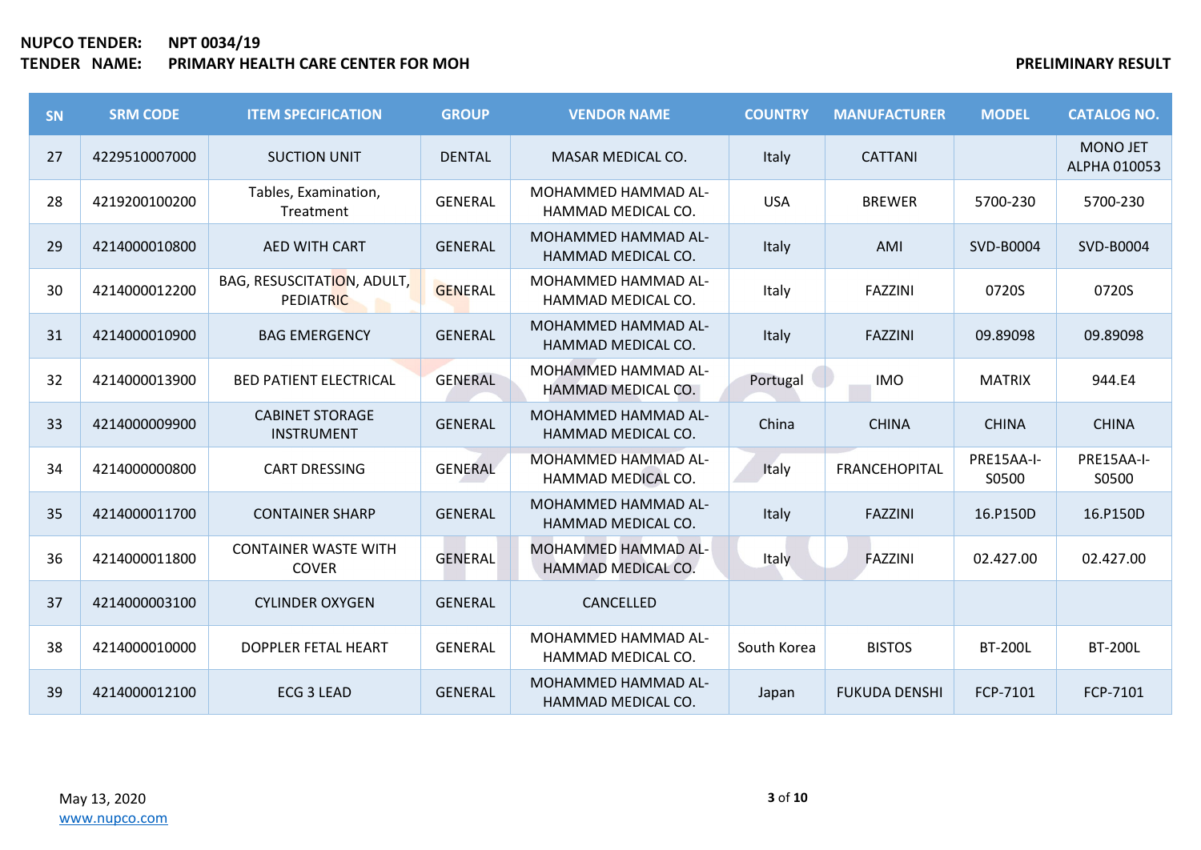**NUPCO TENDER:** NPT 0034/19
**TENDER NAME:** PRIMARY HEALTH CARE CENTER FOR MOH

**PRELIMINARY RESULT**

| SN | SRM CODE | ITEM SPECIFICATION | GROUP | VENDOR NAME | COUNTRY | MANUFACTURER | MODEL | CATALOG NO. |
|---|---|---|---|---|---|---|---|---|
| 27 | 4229510007000 | SUCTION UNIT | DENTAL | MASAR MEDICAL CO. | Italy | CATTANI | | MONO JET ALPHA 010053 |
| 28 | 4219200100200 | Tables, Examination, Treatment | GENERAL | MOHAMMED HAMMAD AL-HAMMAD MEDICAL CO. | USA | BREWER | 5700-230 | 5700-230 |
| 29 | 4214000010800 | AED WITH CART | GENERAL | MOHAMMED HAMMAD AL-HAMMAD MEDICAL CO. | Italy | AMI | SVD-B0004 | SVD-B0004 |
| 30 | 4214000012200 | BAG, RESUSCITATION, ADULT, PEDIATRIC | GENERAL | MOHAMMED HAMMAD AL-HAMMAD MEDICAL CO. | Italy | FAZZINI | 0720S | 0720S |
| 31 | 4214000010900 | BAG EMERGENCY | GENERAL | MOHAMMED HAMMAD AL-HAMMAD MEDICAL CO. | Italy | FAZZINI | 09.89098 | 09.89098 |
| 32 | 4214000013900 | BED PATIENT ELECTRICAL | GENERAL | MOHAMMED HAMMAD AL-HAMMAD MEDICAL CO. | Portugal | IMO | MATRIX | 944.E4 |
| 33 | 4214000009900 | CABINET STORAGE INSTRUMENT | GENERAL | MOHAMMED HAMMAD AL-HAMMAD MEDICAL CO. | China | CHINA | CHINA | CHINA |
| 34 | 4214000000800 | CART DRESSING | GENERAL | MOHAMMED HAMMAD AL-HAMMAD MEDICAL CO. | Italy | FRANCEHOPITAL | PRE15AA-I-S0500 | PRE15AA-I-S0500 |
| 35 | 4214000011700 | CONTAINER SHARP | GENERAL | MOHAMMED HAMMAD AL-HAMMAD MEDICAL CO. | Italy | FAZZINI | 16.P150D | 16.P150D |
| 36 | 4214000011800 | CONTAINER WASTE WITH COVER | GENERAL | MOHAMMED HAMMAD AL-HAMMAD MEDICAL CO. | Italy | FAZZINI | 02.427.00 | 02.427.00 |
| 37 | 4214000003100 | CYLINDER OXYGEN | GENERAL | CANCELLED | | | | |
| 38 | 4214000010000 | DOPPLER FETAL HEART | GENERAL | MOHAMMED HAMMAD AL-HAMMAD MEDICAL CO. | South Korea | BISTOS | BT-200L | BT-200L |
| 39 | 4214000012100 | ECG 3 LEAD | GENERAL | MOHAMMED HAMMAD AL-HAMMAD MEDICAL CO. | Japan | FUKUDA DENSHI | FCP-7101 | FCP-7101 |

May 13, 2020
www.nupco.com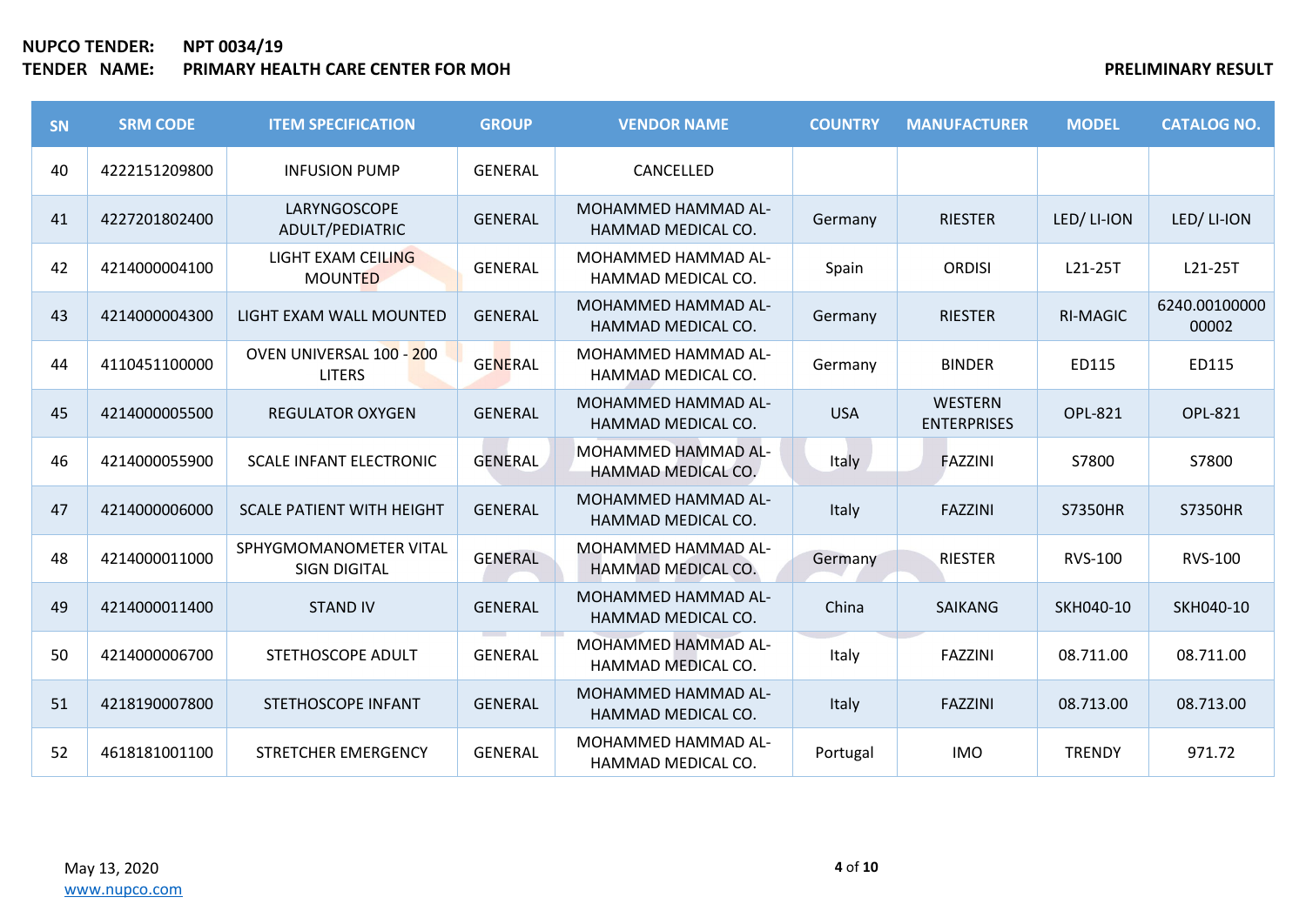**NUPCO TENDER:** **NPT 0034/19**

**TENDER NAME:** **PRIMARY HEALTH CARE CENTER FOR MOH**

**PRELIMINARY RESULT**

| SN | SRM CODE | ITEM SPECIFICATION | GROUP | VENDOR NAME | COUNTRY | MANUFACTURER | MODEL | CATALOG NO. |
|---|---|---|---|---|---|---|---|---|
| 40 | 4222151209800 | INFUSION PUMP | GENERAL | CANCELLED | | | | |
| 41 | 4227201802400 | LARYNGOSCOPE ADULT/PEDIATRIC | GENERAL | MOHAMMED HAMMAD AL-HAMMAD MEDICAL CO. | Germany | RIESTER | LED/ LI-ION | LED/ LI-ION |
| 42 | 4214000004100 | LIGHT EXAM CEILING MOUNTED | GENERAL | MOHAMMED HAMMAD AL-HAMMAD MEDICAL CO. | Spain | ORDISI | L21-25T | L21-25T |
| 43 | 4214000004300 | LIGHT EXAM WALL MOUNTED | GENERAL | MOHAMMED HAMMAD AL-HAMMAD MEDICAL CO. | Germany | RIESTER | RI-MAGIC | 6240.00100000 00002 |
| 44 | 4110451100000 | OVEN UNIVERSAL 100 - 200 LITERS | GENERAL | MOHAMMED HAMMAD AL-HAMMAD MEDICAL CO. | Germany | BINDER | ED115 | ED115 |
| 45 | 4214000005500 | REGULATOR OXYGEN | GENERAL | MOHAMMED HAMMAD AL-HAMMAD MEDICAL CO. | USA | WESTERN ENTERPRISES | OPL-821 | OPL-821 |
| 46 | 4214000055900 | SCALE INFANT ELECTRONIC | GENERAL | MOHAMMED HAMMAD AL-HAMMAD MEDICAL CO. | Italy | FAZZINI | S7800 | S7800 |
| 47 | 4214000006000 | SCALE PATIENT WITH HEIGHT | GENERAL | MOHAMMED HAMMAD AL-HAMMAD MEDICAL CO. | Italy | FAZZINI | S7350HR | S7350HR |
| 48 | 4214000011000 | SPHYGMOMANOMETER VITAL SIGN DIGITAL | GENERAL | MOHAMMED HAMMAD AL-HAMMAD MEDICAL CO. | Germany | RIESTER | RVS-100 | RVS-100 |
| 49 | 4214000011400 | STAND IV | GENERAL | MOHAMMED HAMMAD AL-HAMMAD MEDICAL CO. | China | SAIKANG | SKH040-10 | SKH040-10 |
| 50 | 4214000006700 | STETHOSCOPE ADULT | GENERAL | MOHAMMED HAMMAD AL-HAMMAD MEDICAL CO. | Italy | FAZZINI | 08.711.00 | 08.711.00 |
| 51 | 4218190007800 | STETHOSCOPE INFANT | GENERAL | MOHAMMED HAMMAD AL-HAMMAD MEDICAL CO. | Italy | FAZZINI | 08.713.00 | 08.713.00 |
| 52 | 4618181001100 | STRETCHER EMERGENCY | GENERAL | MOHAMMED HAMMAD AL-HAMMAD MEDICAL CO. | Portugal | IMO | TRENDY | 971.72 |

May 13, 2020
www.nupco.com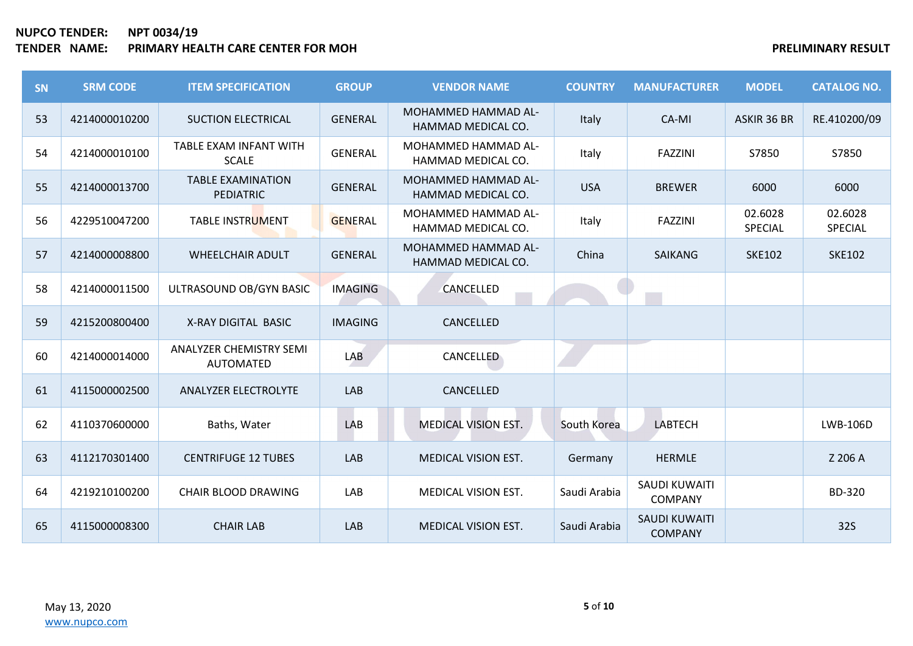**NUPCO TENDER:** **NPT 0034/19**
**TENDER NAME:** **PRIMARY HEALTH CARE CENTER FOR MOH** **PRELIMINARY RESULT**

| SN | SRM CODE | ITEM SPECIFICATION | GROUP | VENDOR NAME | COUNTRY | MANUFACTURER | MODEL | CATALOG NO. |
|---|---|---|---|---|---|---|---|---|
| 53 | 4214000010200 | SUCTION ELECTRICAL | GENERAL | MOHAMMED HAMMAD AL-HAMMAD MEDICAL CO. | Italy | CA-MI | ASKIR 36 BR | RE.410200/09 |
| 54 | 4214000010100 | TABLE EXAM INFANT WITH SCALE | GENERAL | MOHAMMED HAMMAD AL-HAMMAD MEDICAL CO. | Italy | FAZZINI | S7850 | S7850 |
| 55 | 4214000013700 | TABLE EXAMINATION PEDIATRIC | GENERAL | MOHAMMED HAMMAD AL-HAMMAD MEDICAL CO. | USA | BREWER | 6000 | 6000 |
| 56 | 4229510047200 | TABLE INSTRUMENT | GENERAL | MOHAMMED HAMMAD AL-HAMMAD MEDICAL CO. | Italy | FAZZINI | 02.6028 SPECIAL | 02.6028 SPECIAL |
| 57 | 4214000008800 | WHEELCHAIR ADULT | GENERAL | MOHAMMED HAMMAD AL-HAMMAD MEDICAL CO. | China | SAIKANG | SKE102 | SKE102 |
| 58 | 4214000011500 | ULTRASOUND OB/GYN BASIC | IMAGING | CANCELLED | | | | |
| 59 | 4215200800400 | X-RAY DIGITAL BASIC | IMAGING | CANCELLED | | | | |
| 60 | 4214000014000 | ANALYZER CHEMISTRY SEMI AUTOMATED | LAB | CANCELLED | | | | |
| 61 | 4115000002500 | ANALYZER ELECTROLYTE | LAB | CANCELLED | | | | |
| 62 | 4110370600000 | Baths, Water | LAB | MEDICAL VISION EST. | South Korea | LABTECH | | LWB-106D |
| 63 | 4112170301400 | CENTRIFUGE 12 TUBES | LAB | MEDICAL VISION EST. | Germany | HERMLE | | Z 206 A |
| 64 | 4219210100200 | CHAIR BLOOD DRAWING | LAB | MEDICAL VISION EST. | Saudi Arabia | SAUDI KUWAITI COMPANY | | BD-320 |
| 65 | 4115000008300 | CHAIR LAB | LAB | MEDICAL VISION EST. | Saudi Arabia | SAUDI KUWAITI COMPANY | | 32S |

May 13, 2020
www.nupco.com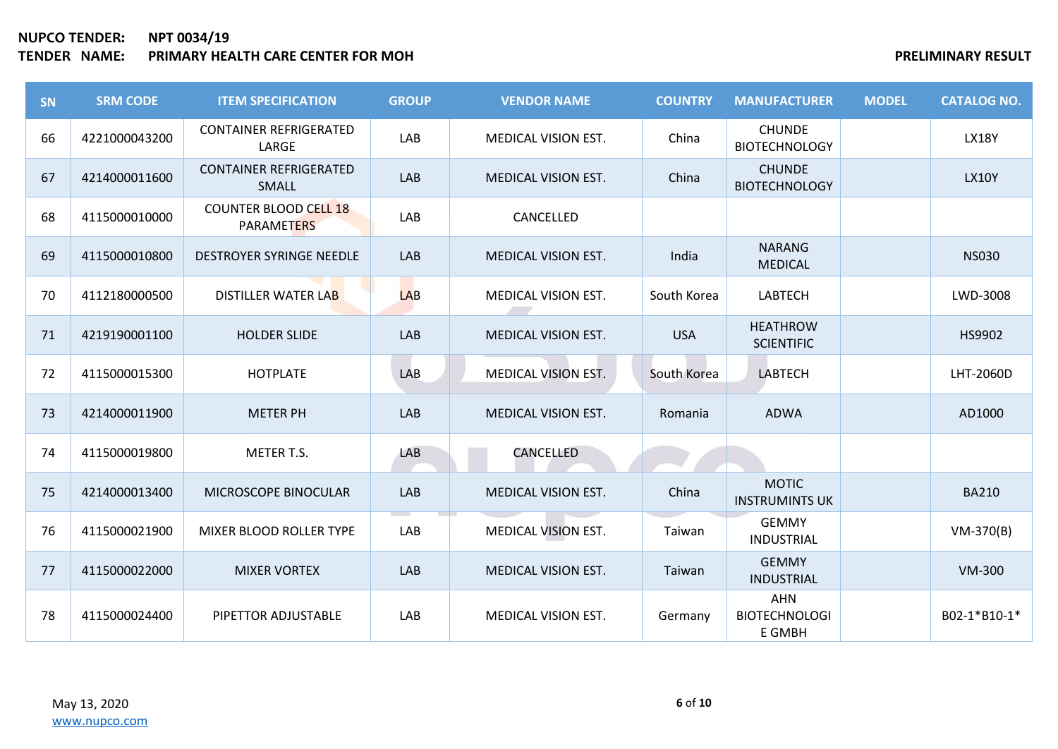**NUPCO TENDER:** **NPT 0034/19**

**TENDER NAME:** **PRIMARY HEALTH CARE CENTER FOR MOH**

**PRELIMINARY RESULT**

| SN | SRM CODE | ITEM SPECIFICATION | GROUP | VENDOR NAME | COUNTRY | MANUFACTURER | MODEL | CATALOG NO. |
|---|---|---|---|---|---|---|---|---|
| 66 | 4221000043200 | CONTAINER REFRIGERATED LARGE | LAB | MEDICAL VISION EST. | China | CHUNDE BIOTECHNOLOGY | | LX18Y |
| 67 | 4214000011600 | CONTAINER REFRIGERATED SMALL | LAB | MEDICAL VISION EST. | China | CHUNDE BIOTECHNOLOGY | | LX10Y |
| 68 | 4115000010000 | COUNTER BLOOD CELL 18 PARAMETERS | LAB | CANCELLED | | | | |
| 69 | 4115000010800 | DESTROYER SYRINGE NEEDLE | LAB | MEDICAL VISION EST. | India | NARANG MEDICAL | | NS030 |
| 70 | 4112180000500 | DISTILLER WATER LAB | LAB | MEDICAL VISION EST. | South Korea | LABTECH | | LWD-3008 |
| 71 | 4219190001100 | HOLDER SLIDE | LAB | MEDICAL VISION EST. | USA | HEATHROW SCIENTIFIC | | HS9902 |
| 72 | 4115000015300 | HOTPLATE | LAB | MEDICAL VISION EST. | South Korea | LABTECH | | LHT-2060D |
| 73 | 4214000011900 | METER PH | LAB | MEDICAL VISION EST. | Romania | ADWA | | AD1000 |
| 74 | 4115000019800 | METER T.S. | LAB | CANCELLED | | | | |
| 75 | 4214000013400 | MICROSCOPE BINOCULAR | LAB | MEDICAL VISION EST. | China | MOTIC INSTRUMINTS UK | | BA210 |
| 76 | 4115000021900 | MIXER BLOOD ROLLER TYPE | LAB | MEDICAL VISION EST. | Taiwan | GEMMY INDUSTRIAL | | VM-370(B) |
| 77 | 4115000022000 | MIXER VORTEX | LAB | MEDICAL VISION EST. | Taiwan | GEMMY INDUSTRIAL | | VM-300 |
| 78 | 4115000024400 | PIPETTOR ADJUSTABLE | LAB | MEDICAL VISION EST. | Germany | AHN BIOTECHNOLOGIE GMBH | | B02-1*B10-1* |

May 13, 2020

www.nupco.com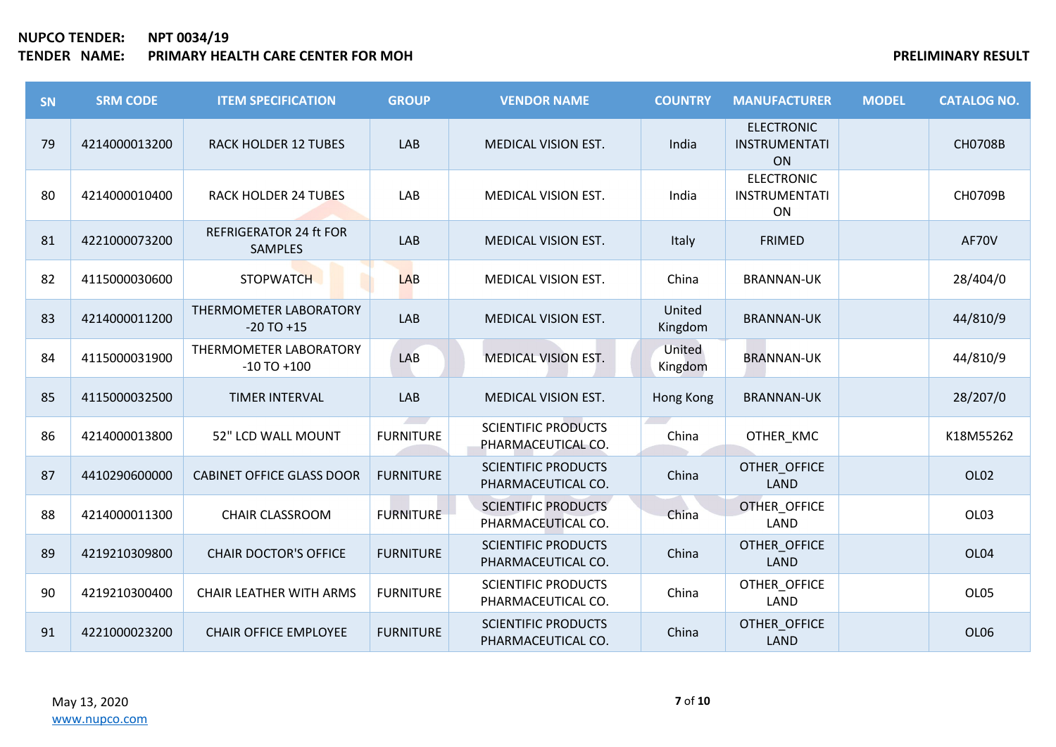**NUPCO TENDER:** **NPT 0034/19**
**TENDER NAME:** **PRIMARY HEALTH CARE CENTER FOR MOH** **PRELIMINARY RESULT**

| SN | SRM CODE | ITEM SPECIFICATION | GROUP | VENDOR NAME | COUNTRY | MANUFACTURER | MODEL | CATALOG NO. |
|---|---|---|---|---|---|---|---|---|
| 79 | 4214000013200 | RACK HOLDER 12 TUBES | LAB | MEDICAL VISION EST. | India | ELECTRONIC INSTRUMENTATION | | CH0708B |
| 80 | 4214000010400 | RACK HOLDER 24 TUBES | LAB | MEDICAL VISION EST. | India | ELECTRONIC INSTRUMENTATION | | CH0709B |
| 81 | 4221000073200 | REFRIGERATOR 24 ft FOR SAMPLES | LAB | MEDICAL VISION EST. | Italy | FRIMED | | AF70V |
| 82 | 4115000030600 | STOPWATCH | LAB | MEDICAL VISION EST. | China | BRANNAN-UK | | 28/404/0 |
| 83 | 4214000011200 | THERMOMETER LABORATORY -20 TO +15 | LAB | MEDICAL VISION EST. | United Kingdom | BRANNAN-UK | | 44/810/9 |
| 84 | 4115000031900 | THERMOMETER LABORATORY -10 TO +100 | LAB | MEDICAL VISION EST. | United Kingdom | BRANNAN-UK | | 44/810/9 |
| 85 | 4115000032500 | TIMER INTERVAL | LAB | MEDICAL VISION EST. | Hong Kong | BRANNAN-UK | | 28/207/0 |
| 86 | 4214000013800 | 52" LCD WALL MOUNT | FURNITURE | SCIENTIFIC PRODUCTS PHARMACEUTICAL CO. | China | OTHER_KMC | | K18M55262 |
| 87 | 4410290600000 | CABINET OFFICE GLASS DOOR | FURNITURE | SCIENTIFIC PRODUCTS PHARMACEUTICAL CO. | China | OTHER_OFFICE LAND | | OL02 |
| 88 | 4214000011300 | CHAIR CLASSROOM | FURNITURE | SCIENTIFIC PRODUCTS PHARMACEUTICAL CO. | China | OTHER_OFFICE LAND | | OL03 |
| 89 | 4219210309800 | CHAIR DOCTOR'S OFFICE | FURNITURE | SCIENTIFIC PRODUCTS PHARMACEUTICAL CO. | China | OTHER_OFFICE LAND | | OL04 |
| 90 | 4219210300400 | CHAIR LEATHER WITH ARMS | FURNITURE | SCIENTIFIC PRODUCTS PHARMACEUTICAL CO. | China | OTHER_OFFICE LAND | | OL05 |
| 91 | 4221000023200 | CHAIR OFFICE EMPLOYEE | FURNITURE | SCIENTIFIC PRODUCTS PHARMACEUTICAL CO. | China | OTHER_OFFICE LAND | | OL06 |

May 13, 2020
www.nupco.com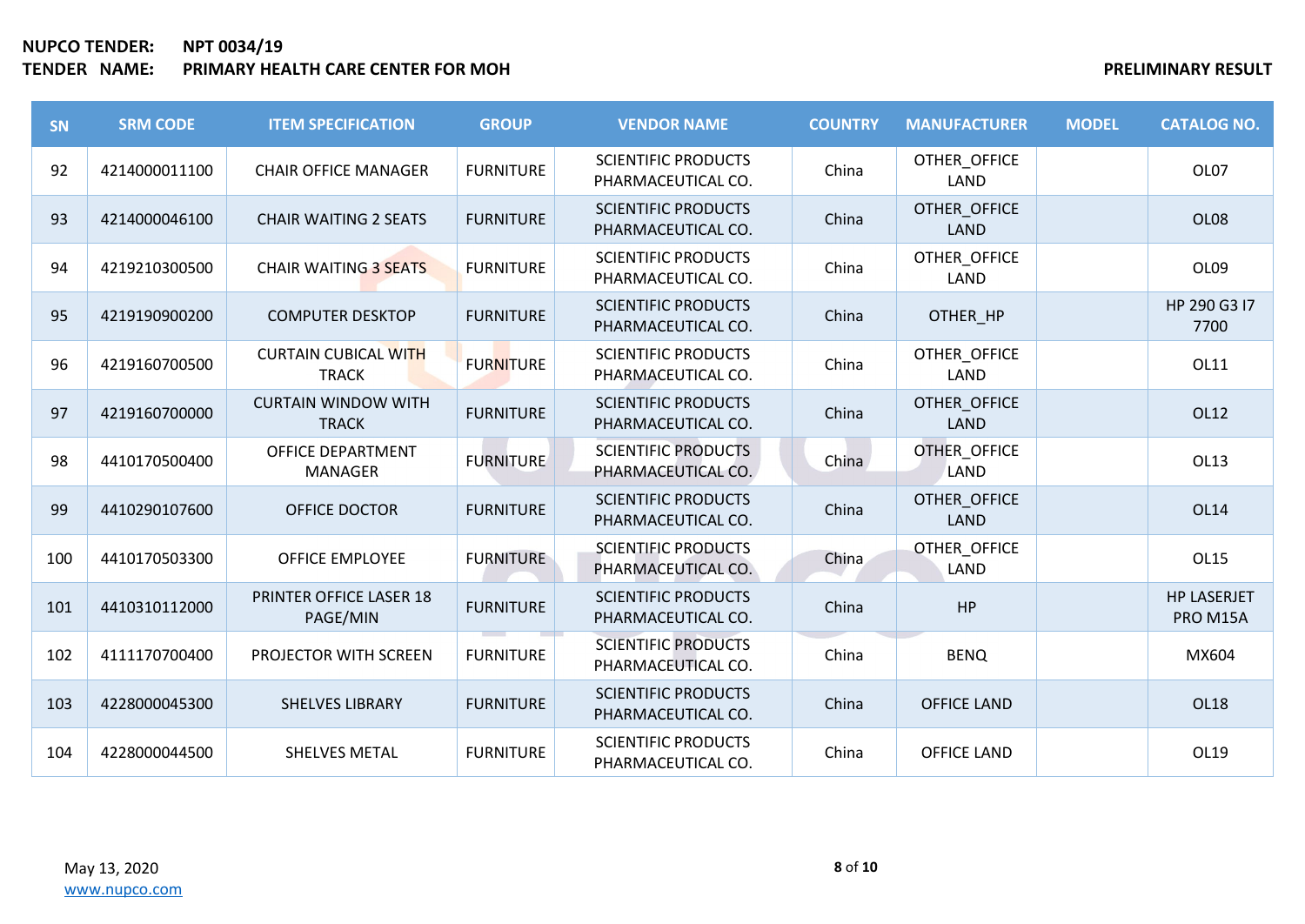**NUPCO TENDER:** NPT 0034/19
**TENDER NAME:** PRIMARY HEALTH CARE CENTER FOR MOH

**PRELIMINARY RESULT**

| SN | SRM CODE | ITEM SPECIFICATION | GROUP | VENDOR NAME | COUNTRY | MANUFACTURER | MODEL | CATALOG NO. |
|---|---|---|---|---|---|---|---|---|
| 92 | 4214000011100 | CHAIR OFFICE MANAGER | FURNITURE | SCIENTIFIC PRODUCTS PHARMACEUTICAL CO. | China | OTHER_OFFICE LAND | | OL07 |
| 93 | 4214000046100 | CHAIR WAITING 2 SEATS | FURNITURE | SCIENTIFIC PRODUCTS PHARMACEUTICAL CO. | China | OTHER_OFFICE LAND | | OL08 |
| 94 | 4219210300500 | CHAIR WAITING 3 SEATS | FURNITURE | SCIENTIFIC PRODUCTS PHARMACEUTICAL CO. | China | OTHER_OFFICE LAND | | OL09 |
| 95 | 4219190900200 | COMPUTER DESKTOP | FURNITURE | SCIENTIFIC PRODUCTS PHARMACEUTICAL CO. | China | OTHER_HP | | HP 290 G3 I7 7700 |
| 96 | 4219160700500 | CURTAIN CUBICAL WITH TRACK | FURNITURE | SCIENTIFIC PRODUCTS PHARMACEUTICAL CO. | China | OTHER_OFFICE LAND | | OL11 |
| 97 | 4219160700000 | CURTAIN WINDOW WITH TRACK | FURNITURE | SCIENTIFIC PRODUCTS PHARMACEUTICAL CO. | China | OTHER_OFFICE LAND | | OL12 |
| 98 | 4410170500400 | OFFICE DEPARTMENT MANAGER | FURNITURE | SCIENTIFIC PRODUCTS PHARMACEUTICAL CO. | China | OTHER_OFFICE LAND | | OL13 |
| 99 | 4410290107600 | OFFICE DOCTOR | FURNITURE | SCIENTIFIC PRODUCTS PHARMACEUTICAL CO. | China | OTHER_OFFICE LAND | | OL14 |
| 100 | 4410170503300 | OFFICE EMPLOYEE | FURNITURE | SCIENTIFIC PRODUCTS PHARMACEUTICAL CO. | China | OTHER_OFFICE LAND | | OL15 |
| 101 | 4410310112000 | PRINTER OFFICE LASER 18 PAGE/MIN | FURNITURE | SCIENTIFIC PRODUCTS PHARMACEUTICAL CO. | China | HP | | HP LASERJET PRO M15A |
| 102 | 4111170700400 | PROJECTOR WITH SCREEN | FURNITURE | SCIENTIFIC PRODUCTS PHARMACEUTICAL CO. | China | BENQ | | MX604 |
| 103 | 4228000045300 | SHELVES LIBRARY | FURNITURE | SCIENTIFIC PRODUCTS PHARMACEUTICAL CO. | China | OFFICE LAND | | OL18 |
| 104 | 4228000044500 | SHELVES METAL | FURNITURE | SCIENTIFIC PRODUCTS PHARMACEUTICAL CO. | China | OFFICE LAND | | OL19 |

May 13, 2020
www.nupco.com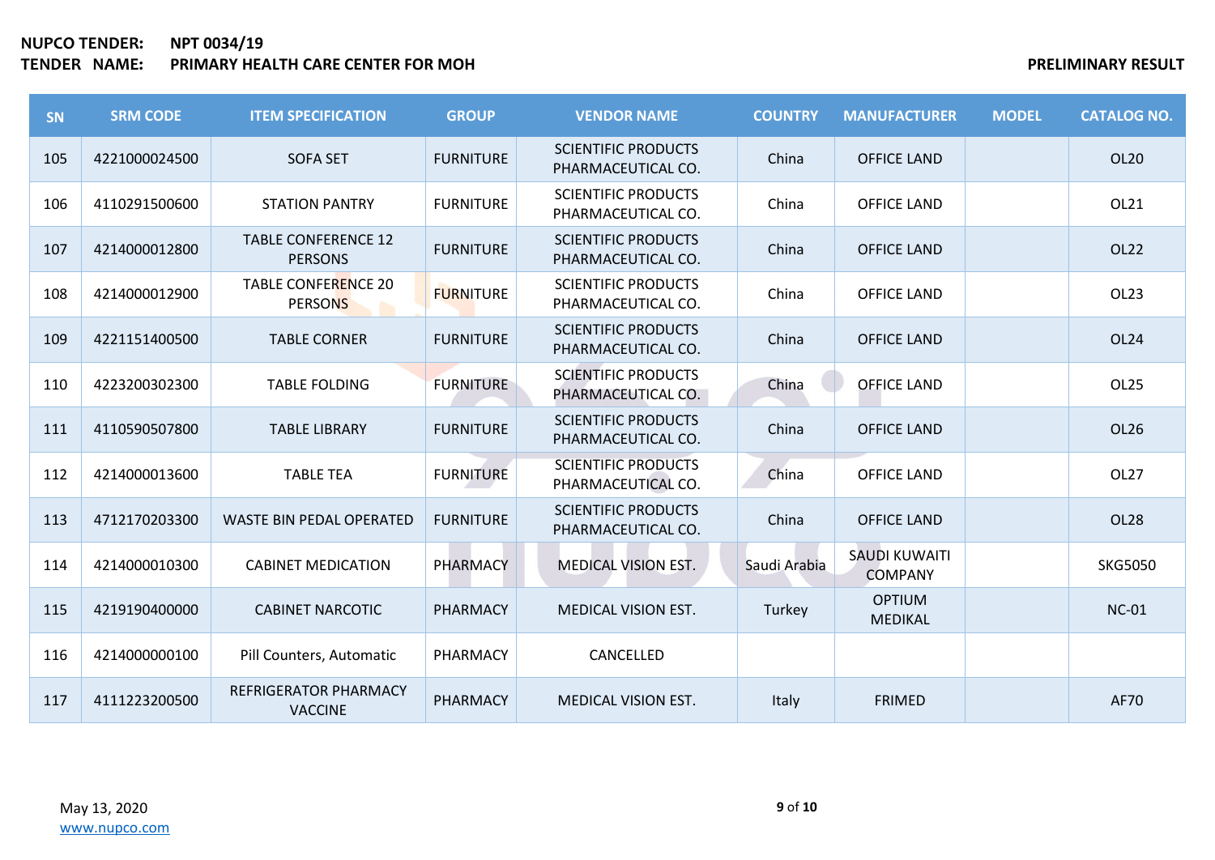**NUPCO TENDER:** **NPT 0034/19**
**TENDER NAME:** **PRIMARY HEALTH CARE CENTER FOR MOH**

**PRELIMINARY RESULT**

| SN | SRM CODE | ITEM SPECIFICATION | GROUP | VENDOR NAME | COUNTRY | MANUFACTURER | MODEL | CATALOG NO. |
|---|---|---|---|---|---|---|---|---|
| 105 | 4221000024500 | SOFA SET | FURNITURE | SCIENTIFIC PRODUCTS PHARMACEUTICAL CO. | China | OFFICE LAND | | OL20 |
| 106 | 4110291500600 | STATION PANTRY | FURNITURE | SCIENTIFIC PRODUCTS PHARMACEUTICAL CO. | China | OFFICE LAND | | OL21 |
| 107 | 4214000012800 | TABLE CONFERENCE 12 PERSONS | FURNITURE | SCIENTIFIC PRODUCTS PHARMACEUTICAL CO. | China | OFFICE LAND | | OL22 |
| 108 | 4214000012900 | TABLE CONFERENCE 20 PERSONS | FURNITURE | SCIENTIFIC PRODUCTS PHARMACEUTICAL CO. | China | OFFICE LAND | | OL23 |
| 109 | 4221151400500 | TABLE CORNER | FURNITURE | SCIENTIFIC PRODUCTS PHARMACEUTICAL CO. | China | OFFICE LAND | | OL24 |
| 110 | 4223200302300 | TABLE FOLDING | FURNITURE | SCIENTIFIC PRODUCTS PHARMACEUTICAL CO. | China | OFFICE LAND | | OL25 |
| 111 | 4110590507800 | TABLE LIBRARY | FURNITURE | SCIENTIFIC PRODUCTS PHARMACEUTICAL CO. | China | OFFICE LAND | | OL26 |
| 112 | 4214000013600 | TABLE TEA | FURNITURE | SCIENTIFIC PRODUCTS PHARMACEUTICAL CO. | China | OFFICE LAND | | OL27 |
| 113 | 4712170203300 | WASTE BIN PEDAL OPERATED | FURNITURE | SCIENTIFIC PRODUCTS PHARMACEUTICAL CO. | China | OFFICE LAND | | OL28 |
| 114 | 4214000010300 | CABINET MEDICATION | PHARMACY | MEDICAL VISION EST. | Saudi Arabia | SAUDI KUWAITI COMPANY | | SKG5050 |
| 115 | 4219190400000 | CABINET NARCOTIC | PHARMACY | MEDICAL VISION EST. | Turkey | OPTIUM MEDIKAL | | NC-01 |
| 116 | 4214000000100 | Pill Counters, Automatic | PHARMACY | CANCELLED | | | | |
| 117 | 4111223200500 | REFRIGERATOR PHARMACY VACCINE | PHARMACY | MEDICAL VISION EST. | Italy | FRIMED | | AF70 |

May 13, 2020
www.nupco.com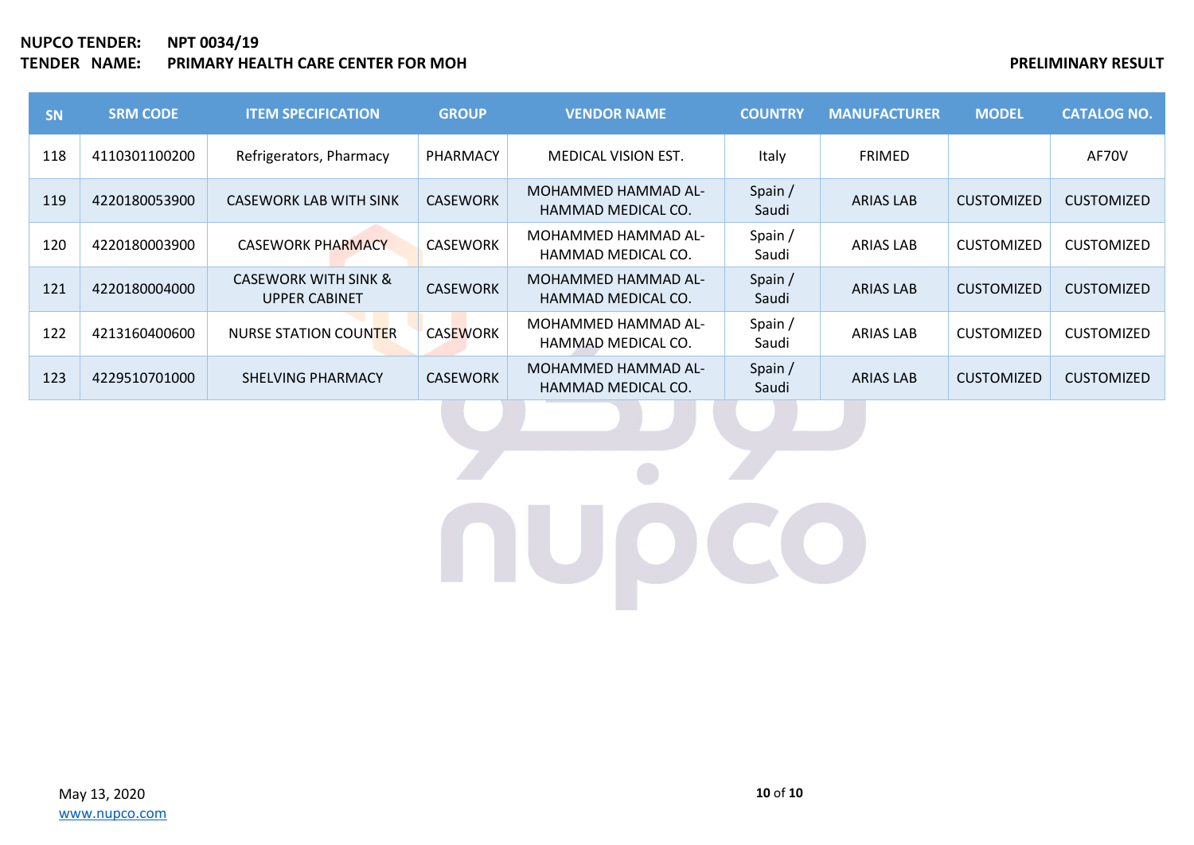**NUPCO TENDER:** **NPT 0034/19**
**TENDER NAME:** **PRIMARY HEALTH CARE CENTER FOR MOH**

**PRELIMINARY RESULT**

| SN | SRM CODE | ITEM SPECIFICATION | GROUP | VENDOR NAME | COUNTRY | MANUFACTURER | MODEL | CATALOG NO. |
|---|---|---|---|---|---|---|---|---|
| 118 | 4110301100200 | Refrigerators, Pharmacy | PHARMACY | MEDICAL VISION EST. | Italy | FRIMED | | AF70V |
| 119 | 4220180053900 | CASEWORK LAB WITH SINK | CASEWORK | MOHAMMED HAMMAD AL-HAMMAD MEDICAL CO. | Spain / Saudi | ARIAS LAB | CUSTOMIZED | CUSTOMIZED |
| 120 | 4220180003900 | CASEWORK PHARMACY | CASEWORK | MOHAMMED HAMMAD AL-HAMMAD MEDICAL CO. | Spain / Saudi | ARIAS LAB | CUSTOMIZED | CUSTOMIZED |
| 121 | 4220180004000 | CASEWORK WITH SINK & UPPER CABINET | CASEWORK | MOHAMMED HAMMAD AL-HAMMAD MEDICAL CO. | Spain / Saudi | ARIAS LAB | CUSTOMIZED | CUSTOMIZED |
| 122 | 4213160400600 | NURSE STATION COUNTER | CASEWORK | MOHAMMED HAMMAD AL-HAMMAD MEDICAL CO. | Spain / Saudi | ARIAS LAB | CUSTOMIZED | CUSTOMIZED |
| 123 | 4229510701000 | SHELVING PHARMACY | CASEWORK | MOHAMMED HAMMAD AL-HAMMAD MEDICAL CO. | Spain / Saudi | ARIAS LAB | CUSTOMIZED | CUSTOMIZED |

May 13, 2020
www.nupco.com